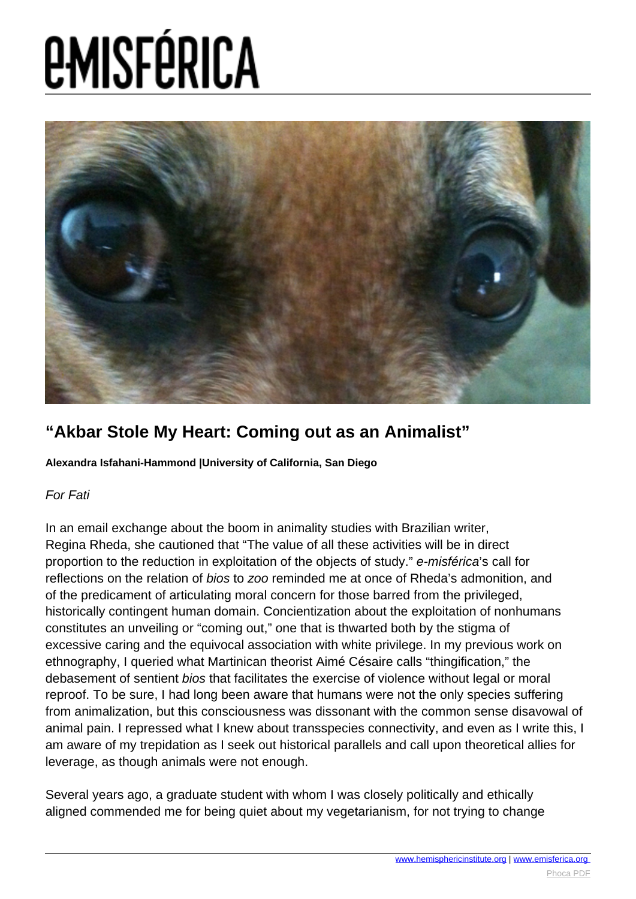# e-MISFÉRICA

## "Akbar Stole My Heart: Coming out as an Animalist"

**Alexandra Isfahani-Hammond |University of California, San Diego**

*For Fati*

In an email exchange about the boom in animality studies with Brazilian writer, Regina Rheda, she cautioned that "The value of all these activities will be in direct proportion to the reduction in exploitation of the objects of study." *e-misférica*'s call for reflections on the relation of *bios* to *zoo* reminded me at once of Rheda's admonition, and of the predicament of articulating moral concern for those barred from the privileged, historically contingent human domain. Concientization about the exploitation of nonhumans constitutes an unveiling or "coming out," one that is thwarted both by the stigma of excessive caring and the equivocal association with white privilege. In my previous work on ethnography, I queried what Martinican theorist Aimé Césaire calls "thingification," the debasement of sentient *bios* that facilitates the exercise of violence without legal or moral reproof. To be sure, I had long been aware that humans were not the only species suffering from animalization, but this consciousness was dissonant with the common sense disavowal of animal pain. I repressed what I knew about transspecies connectivity, and even as I write this, I am aware of my trepidation as I seek out historical parallels and call upon theoretical allies for leverage, as though animals were not enough.

Several years ago, a graduate student with whom I was closely politically and ethically aligned commended me for being quiet about my vegetarianism, for not trying to change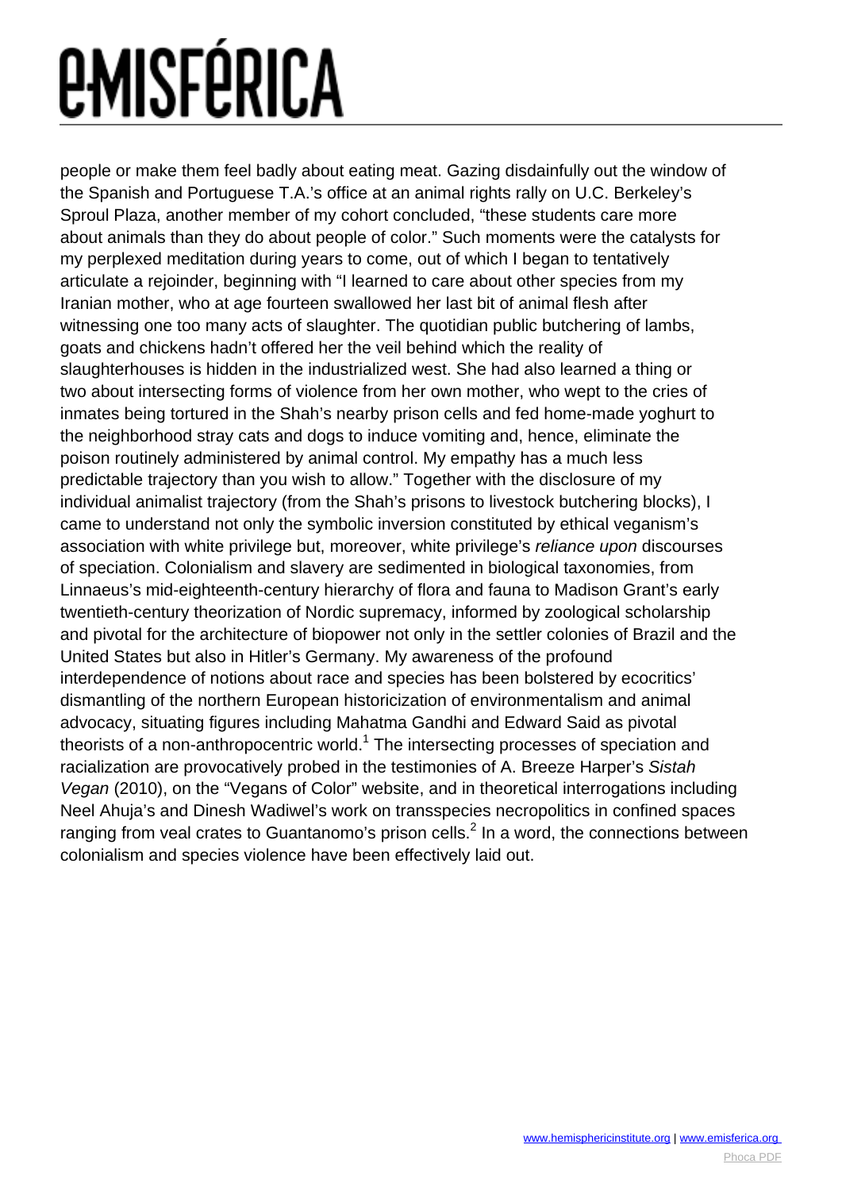people or make them feel badly about eating meat. Gazing disdainfully out the window of the Spanish and Portuguese T.A.'s office at an animal rights rally on U.C. Berkeley's Sproul Plaza, another member of my cohort concluded, "these students care more about animals than they do about people of color." Such moments were the catalysts for my perplexed meditation during years to come, out of which I began to tentatively articulate a rejoinder, beginning with "I learned to care about other species from my Iranian mother, who at age fourteen swallowed her last bit of animal flesh after witnessing one too many acts of slaughter. The quotidian public butchering of lambs, goats and chickens hadn't offered her the veil behind which the reality of slaughterhouses is hidden in the industrialized west. She had also learned a thing or two about intersecting forms of violence from her own mother, who wept to the cries of inmates being tortured in the Shah's nearby prison cells and fed home-made yoghurt to the neighborhood stray cats and dogs to induce vomiting and, hence, eliminate the poison routinely administered by animal control. My empathy has a much less predictable trajectory than you wish to allow." Together with the disclosure of my individual animalist trajectory (from the Shah's prisons to livestock butchering blocks), I came to understand not only the symbolic inversion constituted by ethical veganism's association with white privilege but, moreover, white privilege's *reliance upon* discourses of speciation. Colonialism and slavery are sedimented in biological taxonomies, from Linnaeus's mid-eighteenth-century hierarchy of flora and fauna to Madison Grant's early twentieth-century theorization of Nordic supremacy, informed by zoological scholarship and pivotal for the architecture of biopower not only in the settler colonies of Brazil and the United States but also in Hitler's Germany. My awareness of the profound interdependence of notions about race and species has been bolstered by ecocritics' dismantling of the northern European historicization of environmentalism and animal advocacy, situating figures including Mahatma Gandhi and Edward Said as pivotal theorists of a non-anthropocentric world.[1] The intersecting processes of speciation and racialization are provocatively probed in the testimonies of A. Breeze Harper's *Sistah Vegan* (2010), on the "Vegans of Color" website, and in theoretical interrogations including Neel Ahuja's and Dinesh Wadiwel's work on transspecies necropolitics in confined spaces ranging from veal crates to Guantanomo's prison cells.[2] In a word, the connections between colonialism and species violence have been effectively laid out.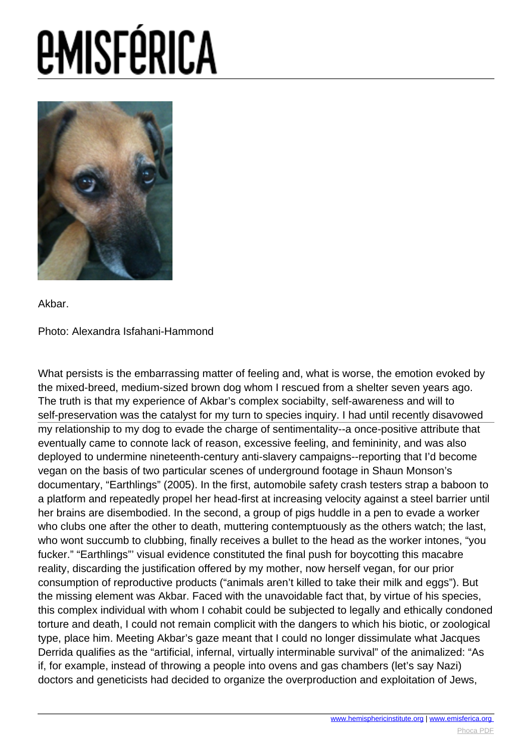Akbar.

Photo: Alexandra Isfahani-Hammond

What persists is the embarrassing matter of feeling and, what is worse, the emotion evoked by the mixed-breed, medium-sized brown dog whom I rescued from a shelter seven years ago. The truth is that my experience of Akbar's complex sociabilty, self-awareness and will to self-preservation was the catalyst for my turn to species inquiry. I had until recently disavowed my relationship to my dog to evade the charge of sentimentality--a once-positive attribute that eventually came to connote lack of reason, excessive feeling, and femininity, and was also deployed to undermine nineteenth-century anti-slavery campaigns--reporting that I'd become vegan on the basis of two particular scenes of underground footage in Shaun Monson's documentary, "Earthlings" (2005). In the first, automobile safety crash testers strap a baboon to a platform and repeatedly propel her head-first at increasing velocity against a steel barrier until her brains are disembodied. In the second, a group of pigs huddle in a pen to evade a worker who clubs one after the other to death, muttering contemptuously as the others watch; the last, who wont succumb to clubbing, finally receives a bullet to the head as the worker intones, "you fucker." "Earthlings"' visual evidence constituted the final push for boycotting this macabre reality, discarding the justification offered by my mother, now herself vegan, for our prior consumption of reproductive products ("animals aren't killed to take their milk and eggs"). But the missing element was Akbar. Faced with the unavoidable fact that, by virtue of his species, this complex individual with whom I cohabit could be subjected to legally and ethically condoned torture and death, I could not remain complicit with the dangers to which his biotic, or zoological type, place him. Meeting Akbar's gaze meant that I could no longer dissimulate what Jacques Derrida qualifies as the "artificial, infernal, virtually interminable survival" of the animalized: "As if, for example, instead of throwing a people into ovens and gas chambers (let's say Nazi) doctors and geneticists had decided to organize the overproduction and exploitation of Jews,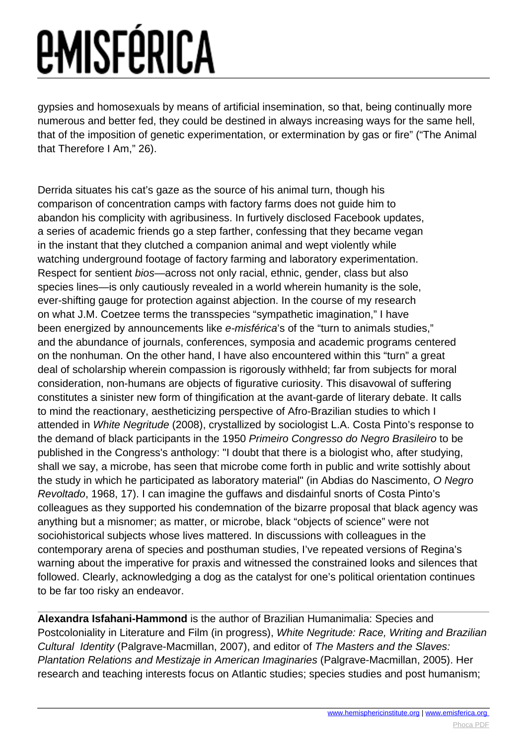gypsies and homosexuals by means of artificial insemination, so that, being continually more numerous and better fed, they could be destined in always increasing ways for the same hell, that of the imposition of genetic experimentation, or extermination by gas or fire" ("The Animal that Therefore I Am," 26).

Derrida situates his cat's gaze as the source of his animal turn, though his comparison of concentration camps with factory farms does not guide him to abandon his complicity with agribusiness. In furtively disclosed Facebook updates, a series of academic friends go a step farther, confessing that they became vegan in the instant that they clutched a companion animal and wept violently while watching underground footage of factory farming and laboratory experimentation. Respect for sentient *bios*—across not only racial, ethnic, gender, class but also species lines—is only cautiously revealed in a world wherein humanity is the sole, ever-shifting gauge for protection against abjection. In the course of my research on what J.M. Coetzee terms the transspecies "sympathetic imagination," I have been energized by announcements like *e-misférica*'s of the "turn to animals studies," and the abundance of journals, conferences, symposia and academic programs centered on the nonhuman. On the other hand, I have also encountered within this "turn" a great deal of scholarship wherein compassion is rigorously withheld; far from subjects for moral consideration, non-humans are objects of figurative curiosity. This disavowal of suffering constitutes a sinister new form of thingification at the avant-garde of literary debate. It calls to mind the reactionary, aestheticizing perspective of Afro-Brazilian studies to which I attended in *White Negritude* (2008), crystallized by sociologist L.A. Costa Pinto's response to the demand of black participants in the 1950 *Primeiro Congresso do Negro Brasileiro* to be published in the Congress's anthology: "I doubt that there is a biologist who, after studying, shall we say, a microbe, has seen that microbe come forth in public and write sottishly about the study in which he participated as laboratory material" (in Abdias do Nascimento, *O Negro Revoltado*, 1968, 17). I can imagine the guffaws and disdainful snorts of Costa Pinto's colleagues as they supported his condemnation of the bizarre proposal that black agency was anything but a misnomer; as matter, or microbe, black "objects of science" were not sociohistorical subjects whose lives mattered. In discussions with colleagues in the contemporary arena of species and posthuman studies, I've repeated versions of Regina's warning about the imperative for praxis and witnessed the constrained looks and silences that followed. Clearly, acknowledging a dog as the catalyst for one's political orientation continues to be far too risky an endeavor.

---

**Alexandra Isfahani-Hammond** is the author of Brazilian Humanimalia: Species and Postcoloniality in Literature and Film (in progress), *White Negritude: Race, Writing and Brazilian Cultural Identity* (Palgrave-Macmillan, 2007), and editor of *The Masters and the Slaves: Plantation Relations and Mestizaje in American Imaginaries* (Palgrave-Macmillan, 2005). Her research and teaching interests focus on Atlantic studies; species studies and post humanism;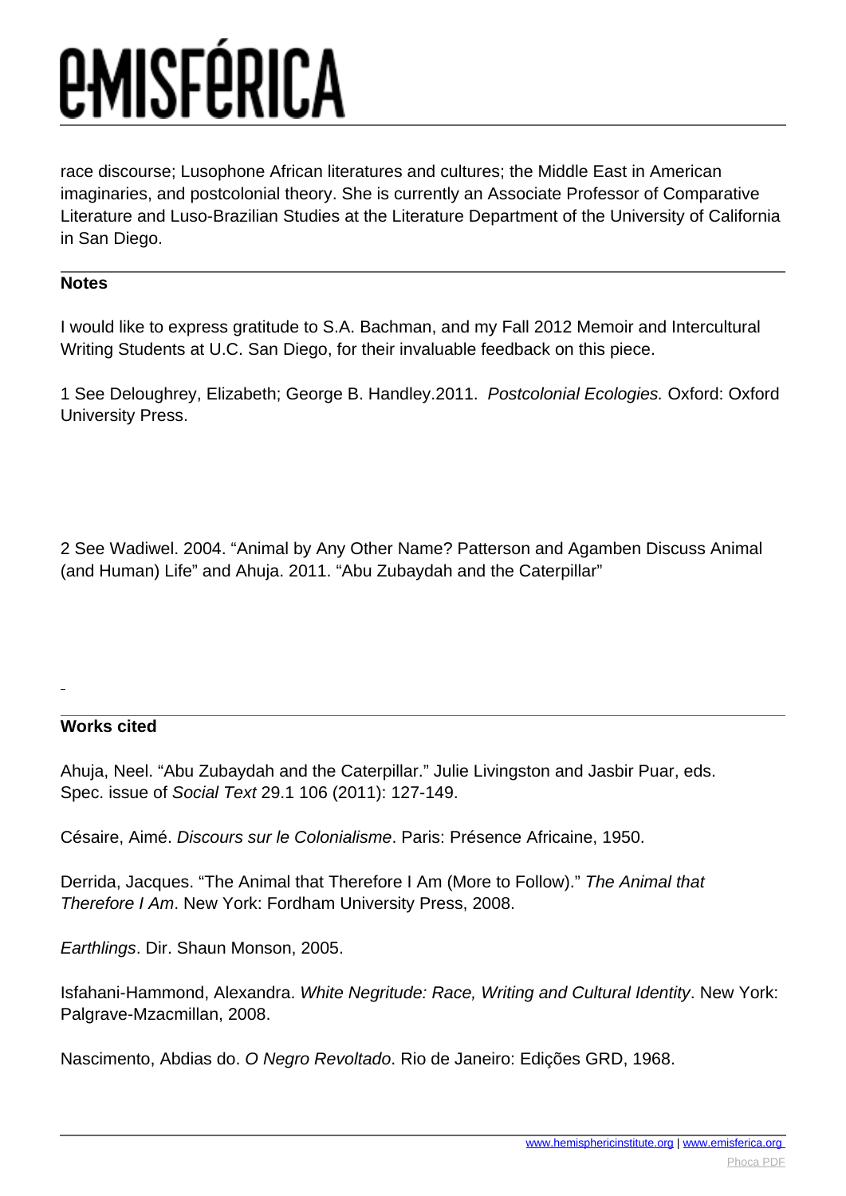race discourse; Lusophone African literatures and cultures; the Middle East in American imaginaries, and postcolonial theory. She is currently an Associate Professor of Comparative Literature and Luso-Brazilian Studies at the Literature Department of the University of California in San Diego.

## Notes

I would like to express gratitude to S.A. Bachman, and my Fall 2012 Memoir and Intercultural Writing Students at U.C. San Diego, for their invaluable feedback on this piece.

1 See Deloughrey, Elizabeth; George B. Handley.2011. *Postcolonial Ecologies.* Oxford: Oxford University Press.

2 See Wadiwel. 2004. "Animal by Any Other Name? Patterson and Agamben Discuss Animal (and Human) Life" and Ahuja. 2011. "Abu Zubaydah and the Caterpillar"

## Works cited

Ahuja, Neel. "Abu Zubaydah and the Caterpillar." Julie Livingston and Jasbir Puar, eds. Spec. issue of *Social Text* 29.1 106 (2011): 127-149.

Césaire, Aimé. *Discours sur le Colonialisme*. Paris: Présence Africaine, 1950.

Derrida, Jacques. "The Animal that Therefore I Am (More to Follow)." *The Animal that Therefore I Am*. New York: Fordham University Press, 2008.

*Earthlings*. Dir. Shaun Monson, 2005.

Isfahani-Hammond, Alexandra. *White Negritude: Race, Writing and Cultural Identity*. New York: Palgrave-Mzacmillan, 2008.

Nascimento, Abdias do. *O Negro Revoltado*. Rio de Janeiro: Edições GRD, 1968.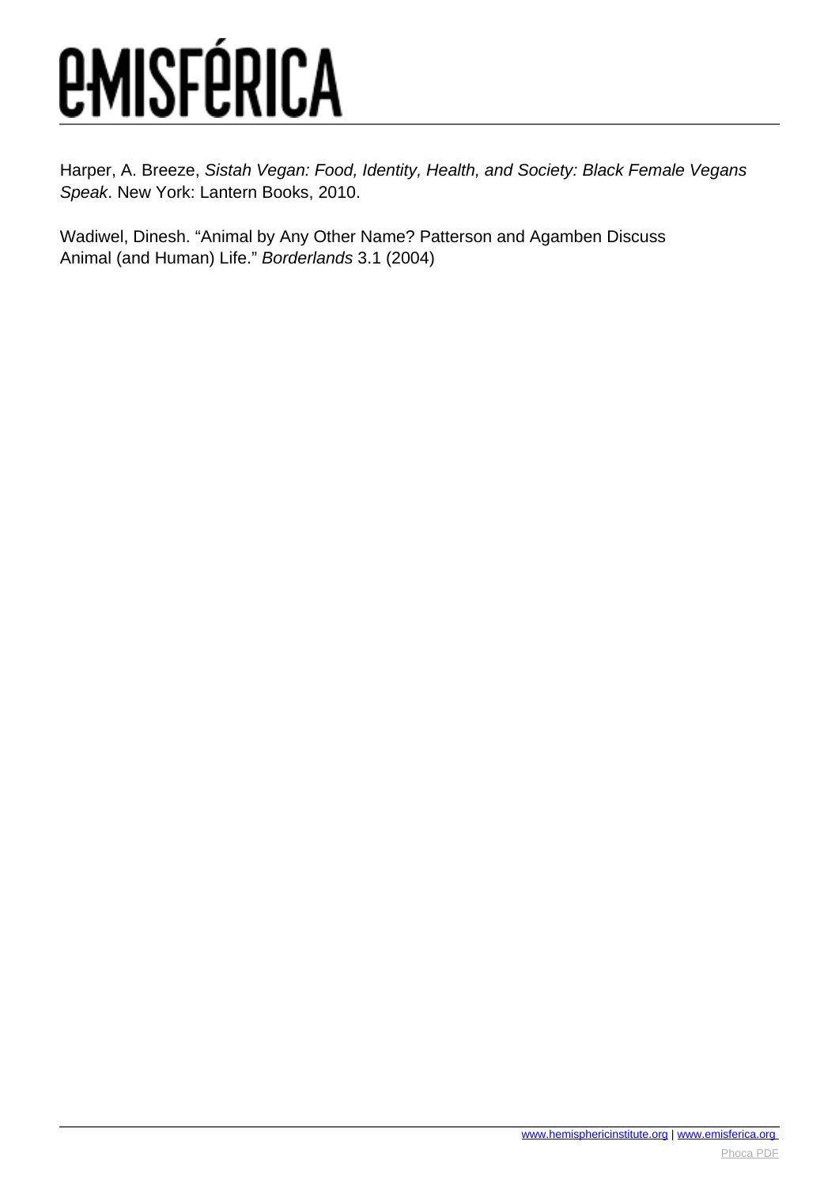Harper, A. Breeze, *Sistah Vegan: Food, Identity, Health, and Society: Black Female Vegans Speak*. New York: Lantern Books, 2010.

Wadiwel, Dinesh. "Animal by Any Other Name? Patterson and Agamben Discuss Animal (and Human) Life." *Borderlands* 3.1 (2004)